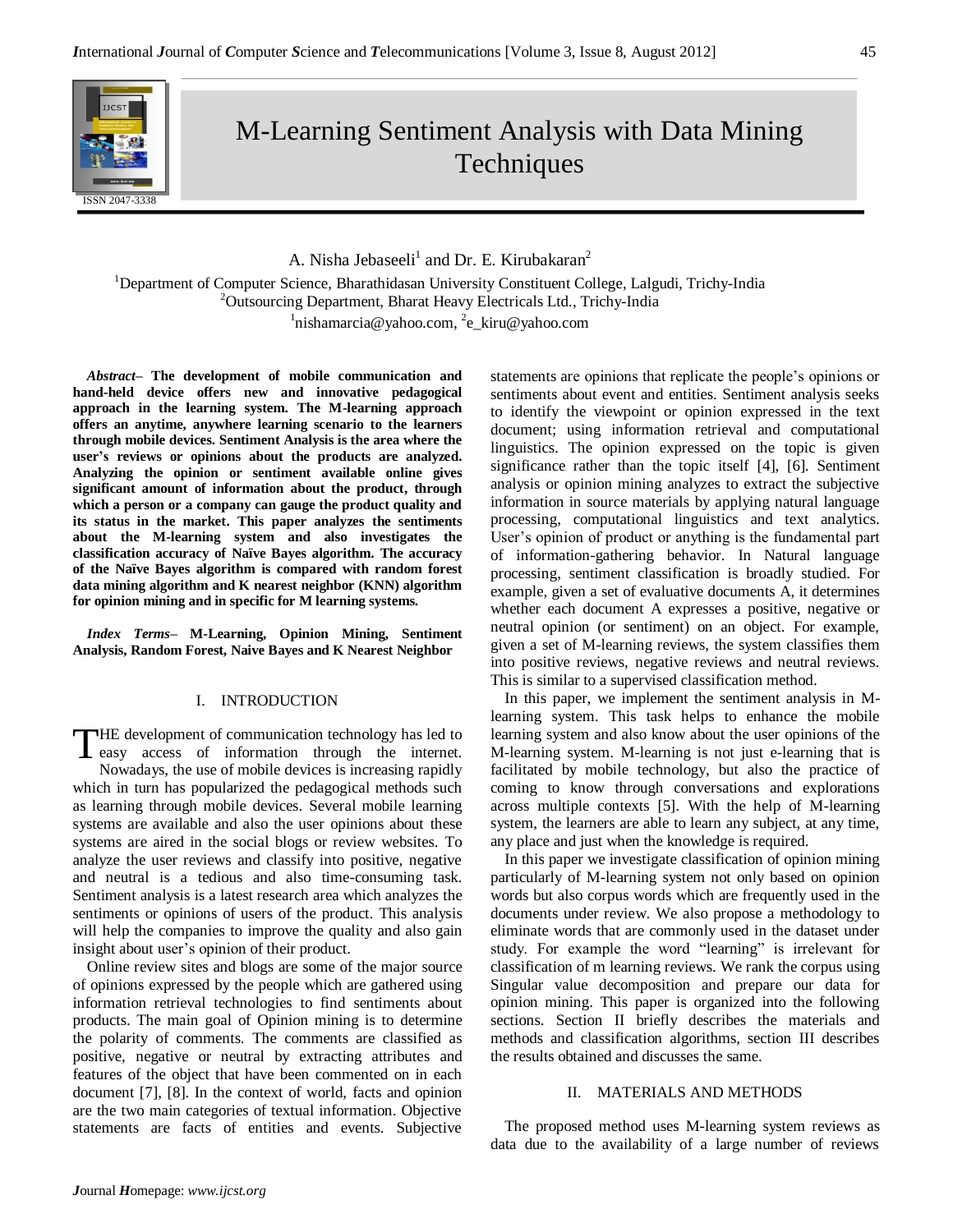# M-Learning Sentiment Analysis with Data Mining Techniques

A. Nisha Jebaseeli[1] and Dr. E. Kirubakaran[2]

[1]Department of Computer Science, Bharathidasan University Constituent College, Lalgudi, Trichy-India
[2]Outsourcing Department, Bharat Heavy Electricals Ltd., Trichy-India
[1]nishamarcia@yahoo.com, [2]e_kiru@yahoo.com

***Abstract*– The development of mobile communication and hand-held device offers new and innovative pedagogical approach in the learning system. The M-learning approach offers an anytime, anywhere learning scenario to the learners through mobile devices. Sentiment Analysis is the area where the user's reviews or opinions about the products are analyzed. Analyzing the opinion or sentiment available online gives significant amount of information about the product, through which a person or a company can gauge the product quality and its status in the market. This paper analyzes the sentiments about the M-learning system and also investigates the classification accuracy of Naïve Bayes algorithm. The accuracy of the Naïve Bayes algorithm is compared with random forest data mining algorithm and K nearest neighbor (KNN) algorithm for opinion mining and in specific for M learning systems.**

***Index Terms*– M-Learning, Opinion Mining, Sentiment Analysis, Random Forest, Naive Bayes and K Nearest Neighbor**

## I. INTRODUCTION

The development of communication technology has led to easy access of information through the internet. Nowadays, the use of mobile devices is increasing rapidly which in turn has popularized the pedagogical methods such as learning through mobile devices. Several mobile learning systems are available and also the user opinions about these systems are aired in the social blogs or review websites. To analyze the user reviews and classify into positive, negative and neutral is a tedious and also time-consuming task. Sentiment analysis is a latest research area which analyzes the sentiments or opinions of users of the product. This analysis will help the companies to improve the quality and also gain insight about user's opinion of their product.

Online review sites and blogs are some of the major source of opinions expressed by the people which are gathered using information retrieval technologies to find sentiments about products. The main goal of Opinion mining is to determine the polarity of comments. The comments are classified as positive, negative or neutral by extracting attributes and features of the object that have been commented on in each document [7], [8]. In the context of world, facts and opinion are the two main categories of textual information. Objective statements are facts of entities and events. Subjective statements are opinions that replicate the people's opinions or sentiments about event and entities. Sentiment analysis seeks to identify the viewpoint or opinion expressed in the text document; using information retrieval and computational linguistics. The opinion expressed on the topic is given significance rather than the topic itself [4], [6]. Sentiment analysis or opinion mining analyzes to extract the subjective information in source materials by applying natural language processing, computational linguistics and text analytics. User's opinion of product or anything is the fundamental part of information-gathering behavior. In Natural language processing, sentiment classification is broadly studied. For example, given a set of evaluative documents A, it determines whether each document A expresses a positive, negative or neutral opinion (or sentiment) on an object. For example, given a set of M-learning reviews, the system classifies them into positive reviews, negative reviews and neutral reviews. This is similar to a supervised classification method.

In this paper, we implement the sentiment analysis in M-learning system. This task helps to enhance the mobile learning system and also know about the user opinions of the M-learning system. M-learning is not just e-learning that is facilitated by mobile technology, but also the practice of coming to know through conversations and explorations across multiple contexts [5]. With the help of M-learning system, the learners are able to learn any subject, at any time, any place and just when the knowledge is required.

In this paper we investigate classification of opinion mining particularly of M-learning system not only based on opinion words but also corpus words which are frequently used in the documents under review. We also propose a methodology to eliminate words that are commonly used in the dataset under study. For example the word "learning" is irrelevant for classification of m learning reviews. We rank the corpus using Singular value decomposition and prepare our data for opinion mining. This paper is organized into the following sections. Section II briefly describes the materials and methods and classification algorithms, section III describes the results obtained and discusses the same.

## II. MATERIALS AND METHODS

The proposed method uses M-learning system reviews as data due to the availability of a large number of reviews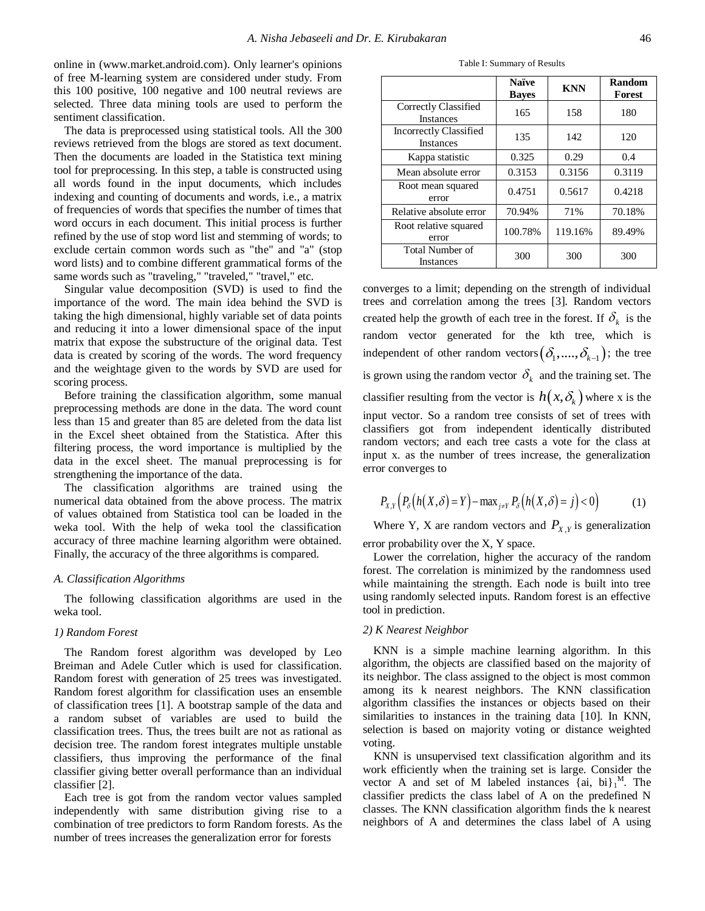online in (www.market.android.com). Only learner's opinions of free M-learning system are considered under study. From this 100 positive, 100 negative and 100 neutral reviews are selected. Three data mining tools are used to perform the sentiment classification.

The data is preprocessed using statistical tools. All the 300 reviews retrieved from the blogs are stored as text document. Then the documents are loaded in the Statistica text mining tool for preprocessing. In this step, a table is constructed using all words found in the input documents, which includes indexing and counting of documents and words, i.e., a matrix of frequencies of words that specifies the number of times that word occurs in each document. This initial process is further refined by the use of stop word list and stemming of words; to exclude certain common words such as "the" and "a" (stop word lists) and to combine different grammatical forms of the same words such as "traveling," "traveled," "travel," etc.

Singular value decomposition (SVD) is used to find the importance of the word. The main idea behind the SVD is taking the high dimensional, highly variable set of data points and reducing it into a lower dimensional space of the input matrix that expose the substructure of the original data. Test data is created by scoring of the words. The word frequency and the weightage given to the words by SVD are used for scoring process.

Before training the classification algorithm, some manual preprocessing methods are done in the data. The word count less than 15 and greater than 85 are deleted from the data list in the Excel sheet obtained from the Statistica. After this filtering process, the word importance is multiplied by the data in the excel sheet. The manual preprocessing is for strengthening the importance of the data.

The classification algorithms are trained using the numerical data obtained from the above process. The matrix of values obtained from Statistica tool can be loaded in the weka tool. With the help of weka tool the classification accuracy of three machine learning algorithm were obtained. Finally, the accuracy of the three algorithms is compared.

### A. Classification Algorithms

The following classification algorithms are used in the weka tool.

#### 1) Random Forest

The Random forest algorithm was developed by Leo Breiman and Adele Cutler which is used for classification. Random forest with generation of 25 trees was investigated. Random forest algorithm for classification uses an ensemble of classification trees [1]. A bootstrap sample of the data and a random subset of variables are used to build the classification trees. Thus, the trees built are not as rational as decision tree. The random forest integrates multiple unstable classifiers, thus improving the performance of the final classifier giving better overall performance than an individual classifier [2].

Each tree is got from the random vector values sampled independently with same distribution giving rise to a combination of tree predictors to form Random forests. As the number of trees increases the generalization error for forests converges to a limit; depending on the strength of individual trees and correlation among the trees [3]. Random vectors created help the growth of each tree in the forest. If $\delta_k$ is the random vector generated for the kth tree, which is independent of other random vectors $(\delta_1, ...., \delta_{k-1})$; the tree is grown using the random vector $\delta_k$ and the training set. The classifier resulting from the vector is $h(x, \delta_k)$ where x is the input vector. So a random tree consists of set of trees with classifiers got from independent identically distributed random vectors; and each tree casts a vote for the class at input x. as the number of trees increase, the generalization error converges to

$$P_{X,Y}\left(P_\delta\left(h(X,\delta)=Y\right)-\max_{j\neq Y}P_\delta\left(h(X,\delta)=j\right)<0\right) \qquad (1)$$

Where Y, X are random vectors and $P_{X,Y}$ is generalization error probability over the X, Y space.

Lower the correlation, higher the accuracy of the random forest. The correlation is minimized by the randomness used while maintaining the strength. Each node is built into tree using randomly selected inputs. Random forest is an effective tool in prediction.

Table I: Summary of Results

| | Naïve Bayes | KNN | Random Forest |
|---|---|---|---|
| Correctly Classified Instances | 165 | 158 | 180 |
| Incorrectly Classified Instances | 135 | 142 | 120 |
| Kappa statistic | 0.325 | 0.29 | 0.4 |
| Mean absolute error | 0.3153 | 0.3156 | 0.3119 |
| Root mean squared error | 0.4751 | 0.5617 | 0.4218 |
| Relative absolute error | 70.94% | 71% | 70.18% |
| Root relative squared error | 100.78% | 119.16% | 89.49% |
| Total Number of Instances | 300 | 300 | 300 |

#### 2) K Nearest Neighbor

KNN is a simple machine learning algorithm. In this algorithm, the objects are classified based on the majority of its neighbor. The class assigned to the object is most common among its k nearest neighbors. The KNN classification algorithm classifies the instances or objects based on their similarities to instances in the training data [10]. In KNN, selection is based on majority voting or distance weighted voting.

KNN is unsupervised text classification algorithm and its work efficiently when the training set is large. Consider the vector A and set of M labeled instances $\{ai, bi\}_1^M$. The classifier predicts the class label of A on the predefined N classes. The KNN classification algorithm finds the k nearest neighbors of A and determines the class label of A using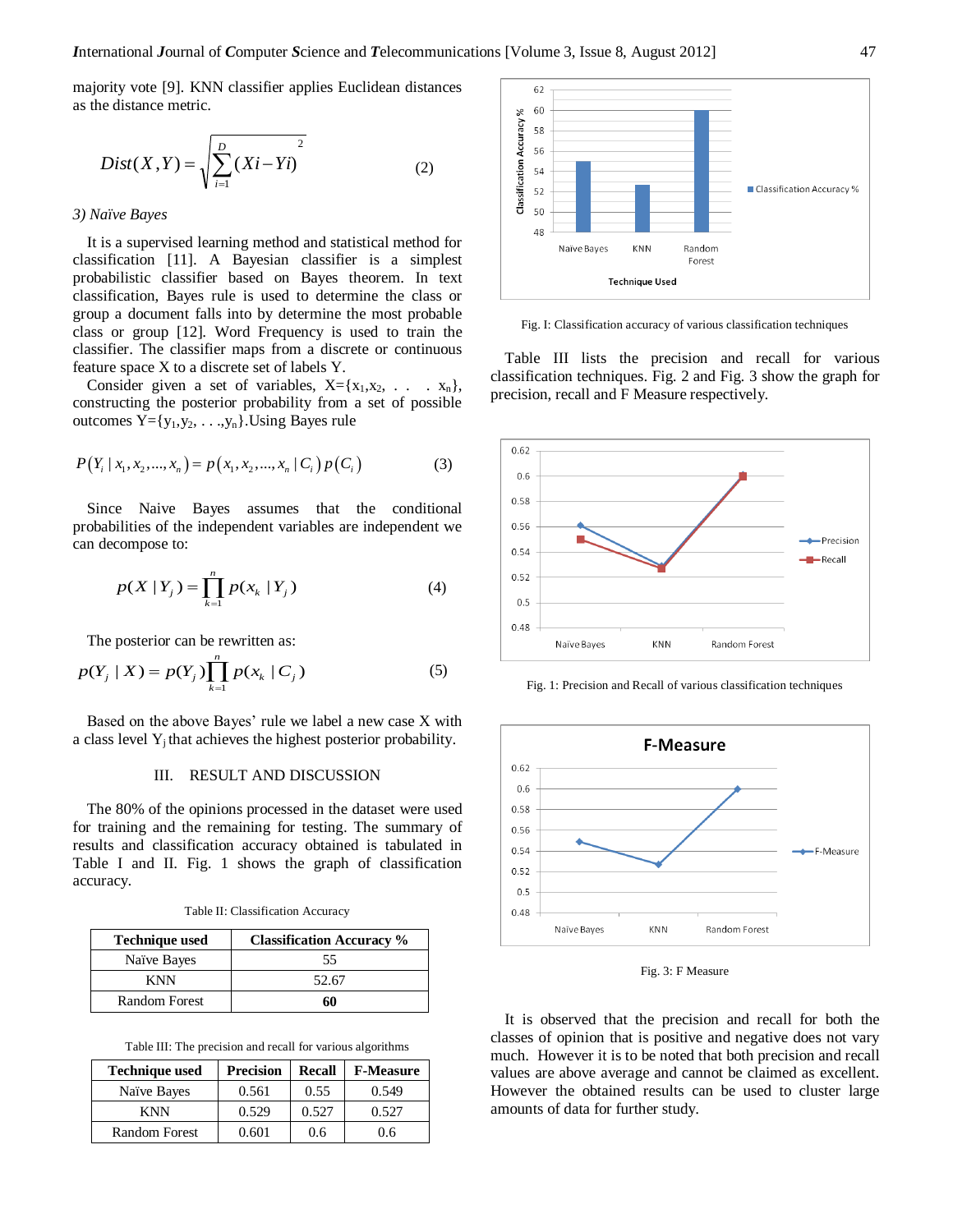majority vote [9]. KNN classifier applies Euclidean distances as the distance metric.

$$Dist(X,Y) = \sqrt{\sum_{i=1}^{D}(Xi - Yi)^2} \quad (2)$$

### 3) Naïve Bayes

It is a supervised learning method and statistical method for classification [11]. A Bayesian classifier is a simplest probabilistic classifier based on Bayes theorem. In text classification, Bayes rule is used to determine the class or group a document falls into by determine the most probable class or group [12]. Word Frequency is used to train the classifier. The classifier maps from a discrete or continuous feature space X to a discrete set of labels Y.

Consider given a set of variables, $X=\{x_1,x_2, . . . x_n\}$, constructing the posterior probability from a set of possible outcomes $Y=\{y_1,y_2, . . .,y_n\}$.Using Bayes rule

$$P(Y_i \mid x_1, x_2, ..., x_n) = p(x_1, x_2, ..., x_n \mid C_i)\, p(C_i) \quad (3)$$

Since Naive Bayes assumes that the conditional probabilities of the independent variables are independent we can decompose to:

$$p(X \mid Y_j) = \prod_{k=1}^{n} p(x_k \mid Y_j) \quad (4)$$

The posterior can be rewritten as:

$$p(Y_j \mid X) = p(Y_j)\prod_{k=1}^{n} p(x_k \mid C_j) \quad (5)$$

Based on the above Bayes' rule we label a new case X with a class level $Y_j$ that achieves the highest posterior probability.

## III. RESULT AND DISCUSSION

The 80% of the opinions processed in the dataset were used for training and the remaining for testing. The summary of results and classification accuracy obtained is tabulated in Table I and II. Fig. 1 shows the graph of classification accuracy.

Table II: Classification Accuracy

| Technique used | Classification Accuracy % |
|---|---|
| Naïve Bayes | 55 |
| KNN | 52.67 |
| Random Forest | **60** |

Table III: The precision and recall for various algorithms

| Technique used | Precision | Recall | F-Measure |
|---|---|---|---|
| Naïve Bayes | 0.561 | 0.55 | 0.549 |
| KNN | 0.529 | 0.527 | 0.527 |
| Random Forest | 0.601 | 0.6 | 0.6 |

Fig. I: Classification accuracy of various classification techniques

Table III lists the precision and recall for various classification techniques. Fig. 2 and Fig. 3 show the graph for precision, recall and F Measure respectively.

Fig. 1: Precision and Recall of various classification techniques

Fig. 3: F Measure

It is observed that the precision and recall for both the classes of opinion that is positive and negative does not vary much. However it is to be noted that both precision and recall values are above average and cannot be claimed as excellent. However the obtained results can be used to cluster large amounts of data for further study.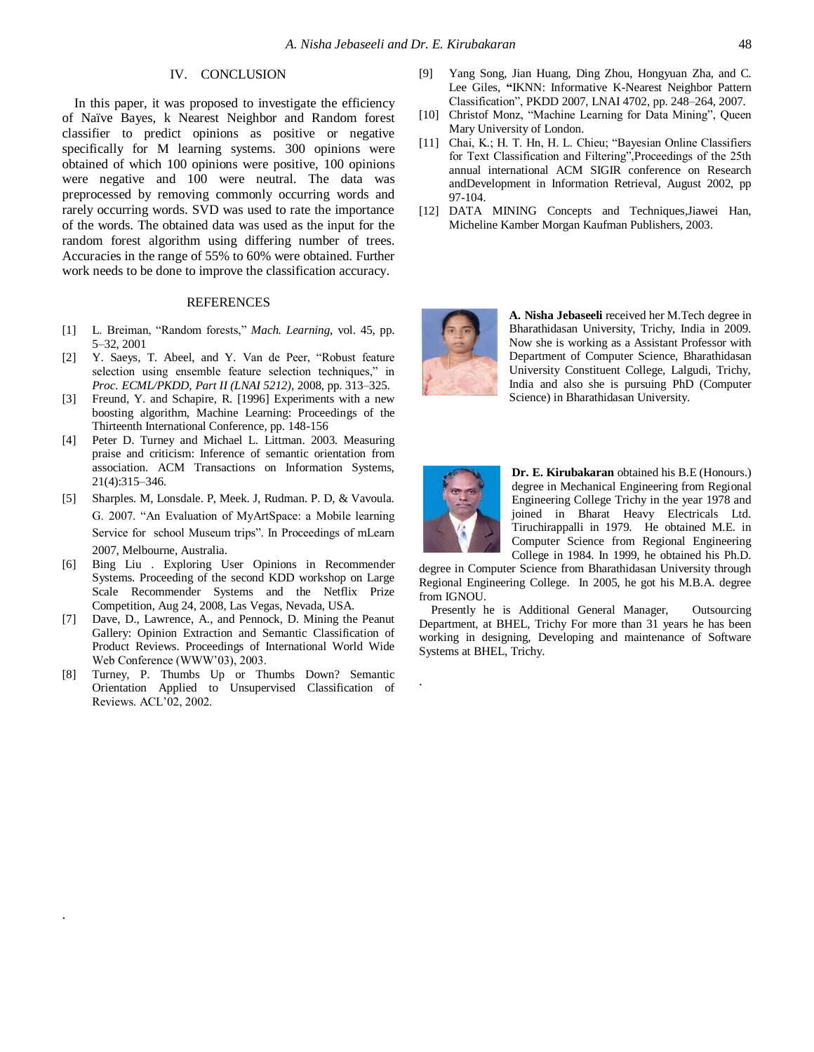## IV. CONCLUSION

In this paper, it was proposed to investigate the efficiency of Naïve Bayes, k Nearest Neighbor and Random forest classifier to predict opinions as positive or negative specifically for M learning systems. 300 opinions were obtained of which 100 opinions were positive, 100 opinions were negative and 100 were neutral. The data was preprocessed by removing commonly occurring words and rarely occurring words. SVD was used to rate the importance of the words. The obtained data was used as the input for the random forest algorithm using differing number of trees. Accuracies in the range of 55% to 60% were obtained. Further work needs to be done to improve the classification accuracy.

## REFERENCES

[1] L. Breiman, "Random forests," *Mach. Learning*, vol. 45, pp. 5–32, 2001

[2] Y. Saeys, T. Abeel, and Y. Van de Peer, "Robust feature selection using ensemble feature selection techniques," in *Proc. ECML/PKDD, Part II (LNAI 5212)*, 2008, pp. 313–325.

[3] Freund, Y. and Schapire, R. [1996] Experiments with a new boosting algorithm, Machine Learning: Proceedings of the Thirteenth International Conference, pp. 148-156

[4] Peter D. Turney and Michael L. Littman. 2003. Measuring praise and criticism: Inference of semantic orientation from association. ACM Transactions on Information Systems, 21(4):315–346.

[5] Sharples. M, Lonsdale. P, Meek. J, Rudman. P. D, & Vavoula. G. 2007. "An Evaluation of MyArtSpace: a Mobile learning Service for school Museum trips". In Proceedings of mLearn 2007, Melbourne, Australia.

[6] Bing Liu . Exploring User Opinions in Recommender Systems. Proceeding of the second KDD workshop on Large Scale Recommender Systems and the Netflix Prize Competition, Aug 24, 2008, Las Vegas, Nevada, USA.

[7] Dave, D., Lawrence, A., and Pennock, D. Mining the Peanut Gallery: Opinion Extraction and Semantic Classification of Product Reviews. Proceedings of International World Wide Web Conference (WWW'03), 2003.

[8] Turney, P. Thumbs Up or Thumbs Down? Semantic Orientation Applied to Unsupervised Classification of Reviews. ACL'02, 2002.

[9] Yang Song, Jian Huang, Ding Zhou, Hongyuan Zha, and C. Lee Giles, "IKNN: Informative K-Nearest Neighbor Pattern Classification", PKDD 2007, LNAI 4702, pp. 248–264, 2007.

[10] Christof Monz, "Machine Learning for Data Mining", Queen Mary University of London.

[11] Chai, K.; H. T. Hn, H. L. Chieu; "Bayesian Online Classifiers for Text Classification and Filtering",Proceedings of the 25th annual international ACM SIGIR conference on Research andDevelopment in Information Retrieval, August 2002, pp 97-104.

[12] DATA MINING Concepts and Techniques,Jiawei Han, Micheline Kamber Morgan Kaufman Publishers, 2003.

**A. Nisha Jebaseeli** received her M.Tech degree in Bharathidasan University, Trichy, India in 2009. Now she is working as a Assistant Professor with Department of Computer Science, Bharathidasan University Constituent College, Lalgudi, Trichy, India and also she is pursuing PhD (Computer Science) in Bharathidasan University.

**Dr. E. Kirubakaran** obtained his B.E (Honours.) degree in Mechanical Engineering from Regional Engineering College Trichy in the year 1978 and joined in Bharat Heavy Electricals Ltd. Tiruchirappalli in 1979. He obtained M.E. in Computer Science from Regional Engineering College in 1984. In 1999, he obtained his Ph.D. degree in Computer Science from Bharathidasan University through Regional Engineering College. In 2005, he got his M.B.A. degree from IGNOU.

Presently he is Additional General Manager, Outsourcing Department, at BHEL, Trichy For more than 31 years he has been working in designing, Developing and maintenance of Software Systems at BHEL, Trichy.